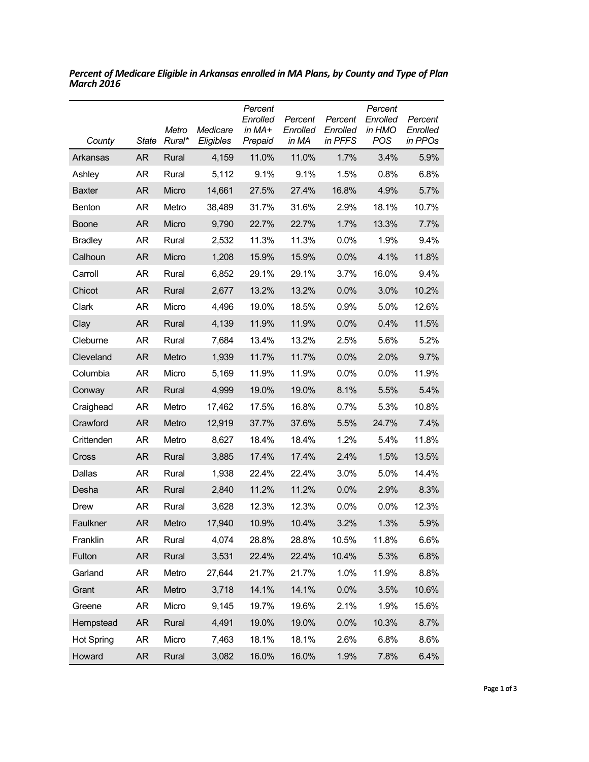***Percent of Medicare Eligible in Arkansas enrolled in MA Plans, by County and Type of Plan March 2016***

| *County* | *State* | *Metro Rural** | *Medicare Eligibles* | *Percent Enrolled in MA+ Prepaid* | *Percent Enrolled in MA* | *Percent Enrolled in PFFS* | *Percent Enrolled in HMO POS* | *Percent Enrolled in PPOs* |
|---|---|---|---|---|---|---|---|---|
| Arkansas | AR | Rural | 4,159 | 11.0% | 11.0% | 1.7% | 3.4% | 5.9% |
| Ashley | AR | Rural | 5,112 | 9.1% | 9.1% | 1.5% | 0.8% | 6.8% |
| Baxter | AR | Micro | 14,661 | 27.5% | 27.4% | 16.8% | 4.9% | 5.7% |
| Benton | AR | Metro | 38,489 | 31.7% | 31.6% | 2.9% | 18.1% | 10.7% |
| Boone | AR | Micro | 9,790 | 22.7% | 22.7% | 1.7% | 13.3% | 7.7% |
| Bradley | AR | Rural | 2,532 | 11.3% | 11.3% | 0.0% | 1.9% | 9.4% |
| Calhoun | AR | Micro | 1,208 | 15.9% | 15.9% | 0.0% | 4.1% | 11.8% |
| Carroll | AR | Rural | 6,852 | 29.1% | 29.1% | 3.7% | 16.0% | 9.4% |
| Chicot | AR | Rural | 2,677 | 13.2% | 13.2% | 0.0% | 3.0% | 10.2% |
| Clark | AR | Micro | 4,496 | 19.0% | 18.5% | 0.9% | 5.0% | 12.6% |
| Clay | AR | Rural | 4,139 | 11.9% | 11.9% | 0.0% | 0.4% | 11.5% |
| Cleburne | AR | Rural | 7,684 | 13.4% | 13.2% | 2.5% | 5.6% | 5.2% |
| Cleveland | AR | Metro | 1,939 | 11.7% | 11.7% | 0.0% | 2.0% | 9.7% |
| Columbia | AR | Micro | 5,169 | 11.9% | 11.9% | 0.0% | 0.0% | 11.9% |
| Conway | AR | Rural | 4,999 | 19.0% | 19.0% | 8.1% | 5.5% | 5.4% |
| Craighead | AR | Metro | 17,462 | 17.5% | 16.8% | 0.7% | 5.3% | 10.8% |
| Crawford | AR | Metro | 12,919 | 37.7% | 37.6% | 5.5% | 24.7% | 7.4% |
| Crittenden | AR | Metro | 8,627 | 18.4% | 18.4% | 1.2% | 5.4% | 11.8% |
| Cross | AR | Rural | 3,885 | 17.4% | 17.4% | 2.4% | 1.5% | 13.5% |
| Dallas | AR | Rural | 1,938 | 22.4% | 22.4% | 3.0% | 5.0% | 14.4% |
| Desha | AR | Rural | 2,840 | 11.2% | 11.2% | 0.0% | 2.9% | 8.3% |
| Drew | AR | Rural | 3,628 | 12.3% | 12.3% | 0.0% | 0.0% | 12.3% |
| Faulkner | AR | Metro | 17,940 | 10.9% | 10.4% | 3.2% | 1.3% | 5.9% |
| Franklin | AR | Rural | 4,074 | 28.8% | 28.8% | 10.5% | 11.8% | 6.6% |
| Fulton | AR | Rural | 3,531 | 22.4% | 22.4% | 10.4% | 5.3% | 6.8% |
| Garland | AR | Metro | 27,644 | 21.7% | 21.7% | 1.0% | 11.9% | 8.8% |
| Grant | AR | Metro | 3,718 | 14.1% | 14.1% | 0.0% | 3.5% | 10.6% |
| Greene | AR | Micro | 9,145 | 19.7% | 19.6% | 2.1% | 1.9% | 15.6% |
| Hempstead | AR | Rural | 4,491 | 19.0% | 19.0% | 0.0% | 10.3% | 8.7% |
| Hot Spring | AR | Micro | 7,463 | 18.1% | 18.1% | 2.6% | 6.8% | 8.6% |
| Howard | AR | Rural | 3,082 | 16.0% | 16.0% | 1.9% | 7.8% | 6.4% |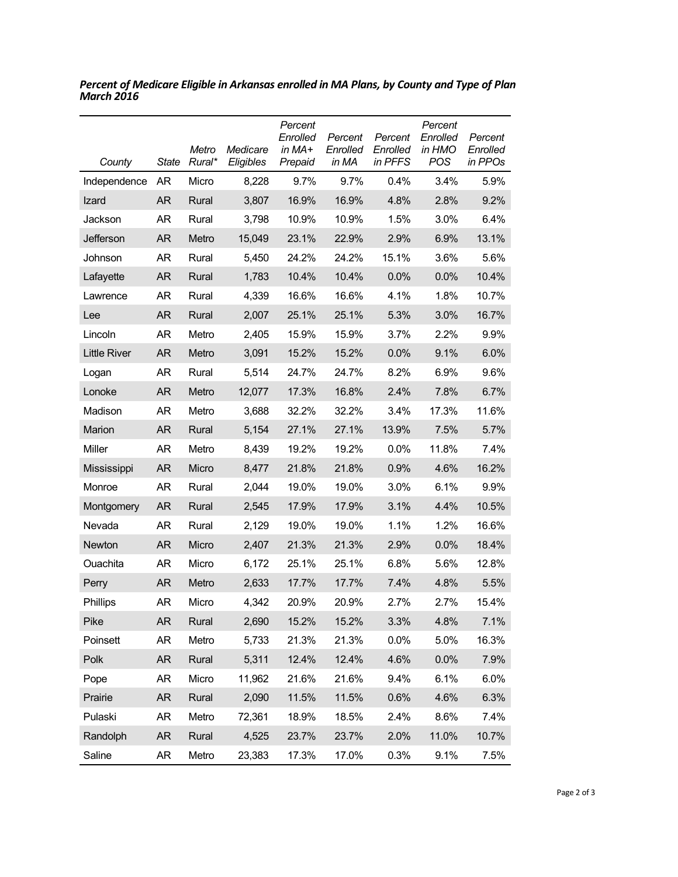***Percent of Medicare Eligible in Arkansas enrolled in MA Plans, by County and Type of Plan March 2016***

| *County* | *State* | *Metro Rural\** | *Medicare Eligibles* | *Percent Enrolled in MA+ Prepaid* | *Percent Enrolled in MA* | *Percent Enrolled in PFFS* | *Percent Enrolled in HMO POS* | *Percent Enrolled in PPOs* |
|---|---|---|---|---|---|---|---|---|
| Independence | AR | Micro | 8,228 | 9.7% | 9.7% | 0.4% | 3.4% | 5.9% |
| Izard | AR | Rural | 3,807 | 16.9% | 16.9% | 4.8% | 2.8% | 9.2% |
| Jackson | AR | Rural | 3,798 | 10.9% | 10.9% | 1.5% | 3.0% | 6.4% |
| Jefferson | AR | Metro | 15,049 | 23.1% | 22.9% | 2.9% | 6.9% | 13.1% |
| Johnson | AR | Rural | 5,450 | 24.2% | 24.2% | 15.1% | 3.6% | 5.6% |
| Lafayette | AR | Rural | 1,783 | 10.4% | 10.4% | 0.0% | 0.0% | 10.4% |
| Lawrence | AR | Rural | 4,339 | 16.6% | 16.6% | 4.1% | 1.8% | 10.7% |
| Lee | AR | Rural | 2,007 | 25.1% | 25.1% | 5.3% | 3.0% | 16.7% |
| Lincoln | AR | Metro | 2,405 | 15.9% | 15.9% | 3.7% | 2.2% | 9.9% |
| Little River | AR | Metro | 3,091 | 15.2% | 15.2% | 0.0% | 9.1% | 6.0% |
| Logan | AR | Rural | 5,514 | 24.7% | 24.7% | 8.2% | 6.9% | 9.6% |
| Lonoke | AR | Metro | 12,077 | 17.3% | 16.8% | 2.4% | 7.8% | 6.7% |
| Madison | AR | Metro | 3,688 | 32.2% | 32.2% | 3.4% | 17.3% | 11.6% |
| Marion | AR | Rural | 5,154 | 27.1% | 27.1% | 13.9% | 7.5% | 5.7% |
| Miller | AR | Metro | 8,439 | 19.2% | 19.2% | 0.0% | 11.8% | 7.4% |
| Mississippi | AR | Micro | 8,477 | 21.8% | 21.8% | 0.9% | 4.6% | 16.2% |
| Monroe | AR | Rural | 2,044 | 19.0% | 19.0% | 3.0% | 6.1% | 9.9% |
| Montgomery | AR | Rural | 2,545 | 17.9% | 17.9% | 3.1% | 4.4% | 10.5% |
| Nevada | AR | Rural | 2,129 | 19.0% | 19.0% | 1.1% | 1.2% | 16.6% |
| Newton | AR | Micro | 2,407 | 21.3% | 21.3% | 2.9% | 0.0% | 18.4% |
| Ouachita | AR | Micro | 6,172 | 25.1% | 25.1% | 6.8% | 5.6% | 12.8% |
| Perry | AR | Metro | 2,633 | 17.7% | 17.7% | 7.4% | 4.8% | 5.5% |
| Phillips | AR | Micro | 4,342 | 20.9% | 20.9% | 2.7% | 2.7% | 15.4% |
| Pike | AR | Rural | 2,690 | 15.2% | 15.2% | 3.3% | 4.8% | 7.1% |
| Poinsett | AR | Metro | 5,733 | 21.3% | 21.3% | 0.0% | 5.0% | 16.3% |
| Polk | AR | Rural | 5,311 | 12.4% | 12.4% | 4.6% | 0.0% | 7.9% |
| Pope | AR | Micro | 11,962 | 21.6% | 21.6% | 9.4% | 6.1% | 6.0% |
| Prairie | AR | Rural | 2,090 | 11.5% | 11.5% | 0.6% | 4.6% | 6.3% |
| Pulaski | AR | Metro | 72,361 | 18.9% | 18.5% | 2.4% | 8.6% | 7.4% |
| Randolph | AR | Rural | 4,525 | 23.7% | 23.7% | 2.0% | 11.0% | 10.7% |
| Saline | AR | Metro | 23,383 | 17.3% | 17.0% | 0.3% | 9.1% | 7.5% |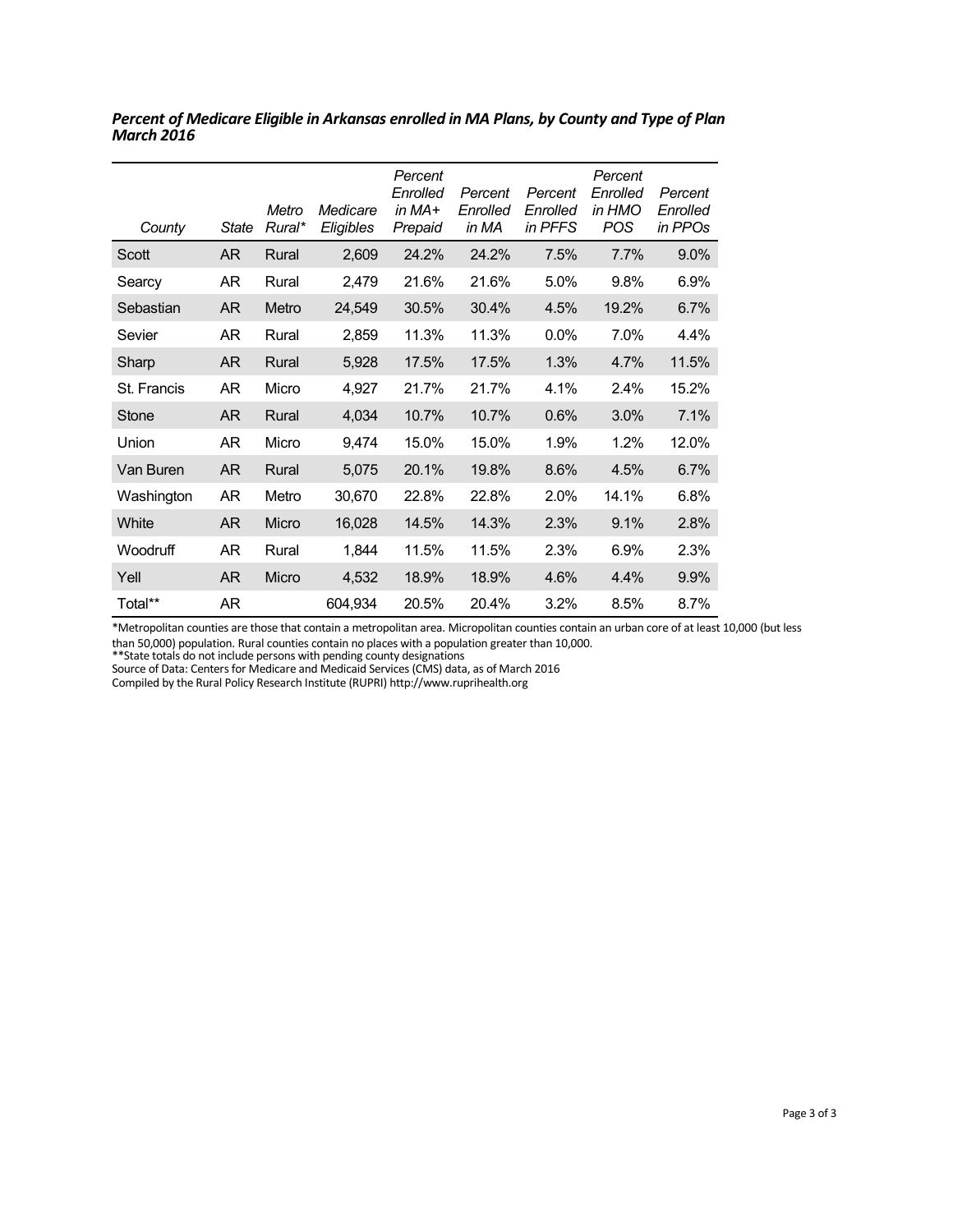***Percent of Medicare Eligible in Arkansas enrolled in MA Plans, by County and Type of Plan March 2016***

| *County* | *State* | *Metro Rural** | *Medicare Eligibles* | *Percent Enrolled in MA+ Prepaid* | *Percent Enrolled in MA* | *Percent Enrolled in PFFS* | *Percent Enrolled in HMO POS* | *Percent Enrolled in PPOs* |
|---|---|---|---|---|---|---|---|---|
| Scott | AR | Rural | 2,609 | 24.2% | 24.2% | 7.5% | 7.7% | 9.0% |
| Searcy | AR | Rural | 2,479 | 21.6% | 21.6% | 5.0% | 9.8% | 6.9% |
| Sebastian | AR | Metro | 24,549 | 30.5% | 30.4% | 4.5% | 19.2% | 6.7% |
| Sevier | AR | Rural | 2,859 | 11.3% | 11.3% | 0.0% | 7.0% | 4.4% |
| Sharp | AR | Rural | 5,928 | 17.5% | 17.5% | 1.3% | 4.7% | 11.5% |
| St. Francis | AR | Micro | 4,927 | 21.7% | 21.7% | 4.1% | 2.4% | 15.2% |
| Stone | AR | Rural | 4,034 | 10.7% | 10.7% | 0.6% | 3.0% | 7.1% |
| Union | AR | Micro | 9,474 | 15.0% | 15.0% | 1.9% | 1.2% | 12.0% |
| Van Buren | AR | Rural | 5,075 | 20.1% | 19.8% | 8.6% | 4.5% | 6.7% |
| Washington | AR | Metro | 30,670 | 22.8% | 22.8% | 2.0% | 14.1% | 6.8% |
| White | AR | Micro | 16,028 | 14.5% | 14.3% | 2.3% | 9.1% | 2.8% |
| Woodruff | AR | Rural | 1,844 | 11.5% | 11.5% | 2.3% | 6.9% | 2.3% |
| Yell | AR | Micro | 4,532 | 18.9% | 18.9% | 4.6% | 4.4% | 9.9% |
| Total** | AR | | 604,934 | 20.5% | 20.4% | 3.2% | 8.5% | 8.7% |

*Metropolitan counties are those that contain a metropolitan area. Micropolitan counties contain an urban core of at least 10,000 (but less than 50,000) population. Rural counties contain no places with a population greater than 10,000.
**State totals do not include persons with pending county designations
Source of Data: Centers for Medicare and Medicaid Services (CMS) data, as of March 2016
Compiled by the Rural Policy Research Institute (RUPRI) http://www.ruprihealth.org